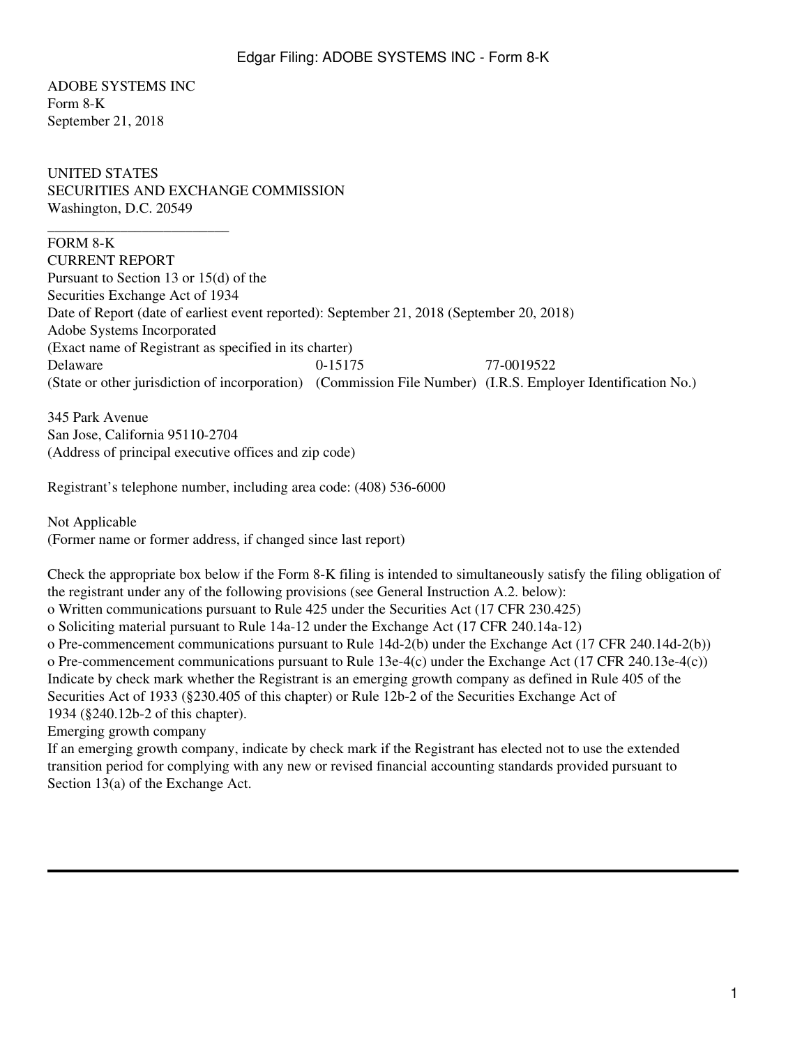ADOBE SYSTEMS INC
Form 8-K
September 21, 2018

UNITED STATES
SECURITIES AND EXCHANGE COMMISSION
Washington, D.C. 20549

---

FORM 8-K
CURRENT REPORT
Pursuant to Section 13 or 15(d) of the
Securities Exchange Act of 1934
Date of Report (date of earliest event reported): September 21, 2018 (September 20, 2018)
Adobe Systems Incorporated
(Exact name of Registrant as specified in its charter)

| Delaware | 0-15175 | 77-0019522 |
|---|---|---|
| (State or other jurisdiction of incorporation) | (Commission File Number) | (I.R.S. Employer Identification No.) |

345 Park Avenue
San Jose, California 95110-2704
(Address of principal executive offices and zip code)

Registrant's telephone number, including area code: (408) 536-6000

Not Applicable
(Former name or former address, if changed since last report)

Check the appropriate box below if the Form 8-K filing is intended to simultaneously satisfy the filing obligation of the registrant under any of the following provisions (see General Instruction A.2. below):
o Written communications pursuant to Rule 425 under the Securities Act (17 CFR 230.425)
o Soliciting material pursuant to Rule 14a-12 under the Exchange Act (17 CFR 240.14a-12)
o Pre-commencement communications pursuant to Rule 14d-2(b) under the Exchange Act (17 CFR 240.14d-2(b))
o Pre-commencement communications pursuant to Rule 13e-4(c) under the Exchange Act (17 CFR 240.13e-4(c))
Indicate by check mark whether the Registrant is an emerging growth company as defined in Rule 405 of the Securities Act of 1933 (§230.405 of this chapter) or Rule 12b-2 of the Securities Exchange Act of 1934 (§240.12b-2 of this chapter).
Emerging growth company
If an emerging growth company, indicate by check mark if the Registrant has elected not to use the extended transition period for complying with any new or revised financial accounting standards provided pursuant to Section 13(a) of the Exchange Act.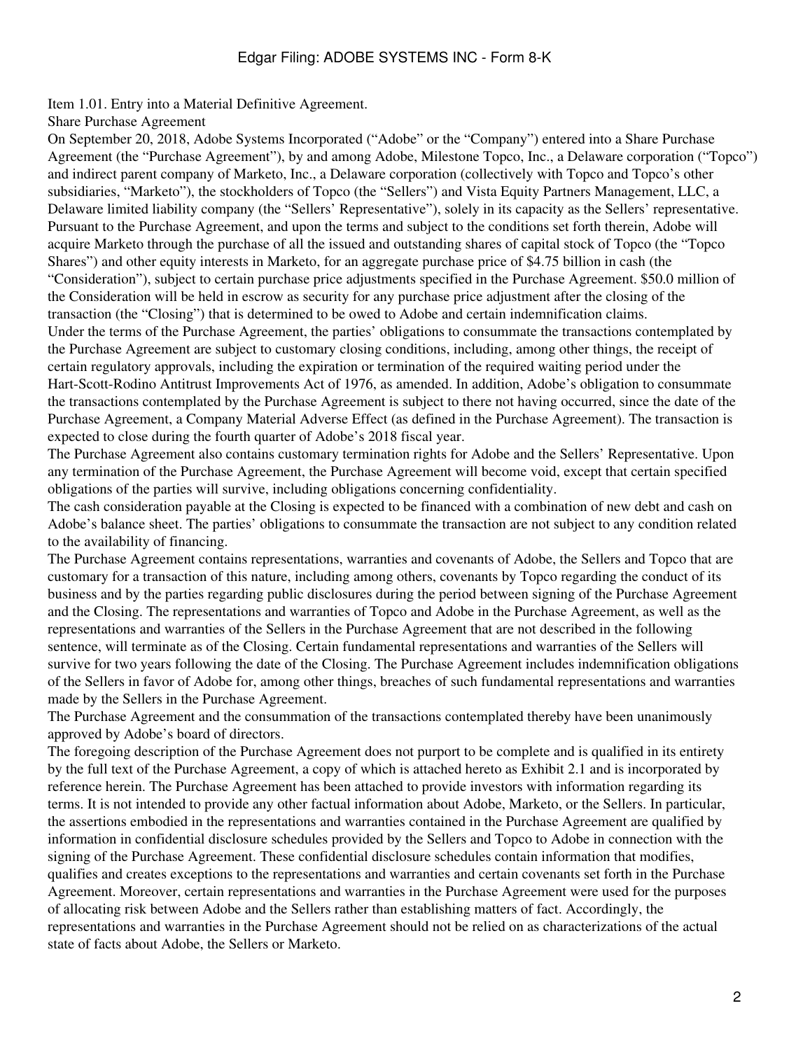## Item 1.01. Entry into a Material Definitive Agreement.

### Share Purchase Agreement

On September 20, 2018, Adobe Systems Incorporated ("Adobe" or the "Company") entered into a Share Purchase Agreement (the "Purchase Agreement"), by and among Adobe, Milestone Topco, Inc., a Delaware corporation ("Topco") and indirect parent company of Marketo, Inc., a Delaware corporation (collectively with Topco and Topco's other subsidiaries, "Marketo"), the stockholders of Topco (the "Sellers") and Vista Equity Partners Management, LLC, a Delaware limited liability company (the "Sellers' Representative"), solely in its capacity as the Sellers' representative. Pursuant to the Purchase Agreement, and upon the terms and subject to the conditions set forth therein, Adobe will acquire Marketo through the purchase of all the issued and outstanding shares of capital stock of Topco (the "Topco Shares") and other equity interests in Marketo, for an aggregate purchase price of $4.75 billion in cash (the "Consideration"), subject to certain purchase price adjustments specified in the Purchase Agreement. $50.0 million of the Consideration will be held in escrow as security for any purchase price adjustment after the closing of the transaction (the "Closing") that is determined to be owed to Adobe and certain indemnification claims.

Under the terms of the Purchase Agreement, the parties' obligations to consummate the transactions contemplated by the Purchase Agreement are subject to customary closing conditions, including, among other things, the receipt of certain regulatory approvals, including the expiration or termination of the required waiting period under the Hart-Scott-Rodino Antitrust Improvements Act of 1976, as amended. In addition, Adobe's obligation to consummate the transactions contemplated by the Purchase Agreement is subject to there not having occurred, since the date of the Purchase Agreement, a Company Material Adverse Effect (as defined in the Purchase Agreement). The transaction is expected to close during the fourth quarter of Adobe's 2018 fiscal year.

The Purchase Agreement also contains customary termination rights for Adobe and the Sellers' Representative. Upon any termination of the Purchase Agreement, the Purchase Agreement will become void, except that certain specified obligations of the parties will survive, including obligations concerning confidentiality.

The cash consideration payable at the Closing is expected to be financed with a combination of new debt and cash on Adobe's balance sheet. The parties' obligations to consummate the transaction are not subject to any condition related to the availability of financing.

The Purchase Agreement contains representations, warranties and covenants of Adobe, the Sellers and Topco that are customary for a transaction of this nature, including among others, covenants by Topco regarding the conduct of its business and by the parties regarding public disclosures during the period between signing of the Purchase Agreement and the Closing. The representations and warranties of Topco and Adobe in the Purchase Agreement, as well as the representations and warranties of the Sellers in the Purchase Agreement that are not described in the following sentence, will terminate as of the Closing. Certain fundamental representations and warranties of the Sellers will survive for two years following the date of the Closing. The Purchase Agreement includes indemnification obligations of the Sellers in favor of Adobe for, among other things, breaches of such fundamental representations and warranties made by the Sellers in the Purchase Agreement.

The Purchase Agreement and the consummation of the transactions contemplated thereby have been unanimously approved by Adobe's board of directors.

The foregoing description of the Purchase Agreement does not purport to be complete and is qualified in its entirety by the full text of the Purchase Agreement, a copy of which is attached hereto as Exhibit 2.1 and is incorporated by reference herein. The Purchase Agreement has been attached to provide investors with information regarding its terms. It is not intended to provide any other factual information about Adobe, Marketo, or the Sellers. In particular, the assertions embodied in the representations and warranties contained in the Purchase Agreement are qualified by information in confidential disclosure schedules provided by the Sellers and Topco to Adobe in connection with the signing of the Purchase Agreement. These confidential disclosure schedules contain information that modifies, qualifies and creates exceptions to the representations and warranties and certain covenants set forth in the Purchase Agreement. Moreover, certain representations and warranties in the Purchase Agreement were used for the purposes of allocating risk between Adobe and the Sellers rather than establishing matters of fact. Accordingly, the representations and warranties in the Purchase Agreement should not be relied on as characterizations of the actual state of facts about Adobe, the Sellers or Marketo.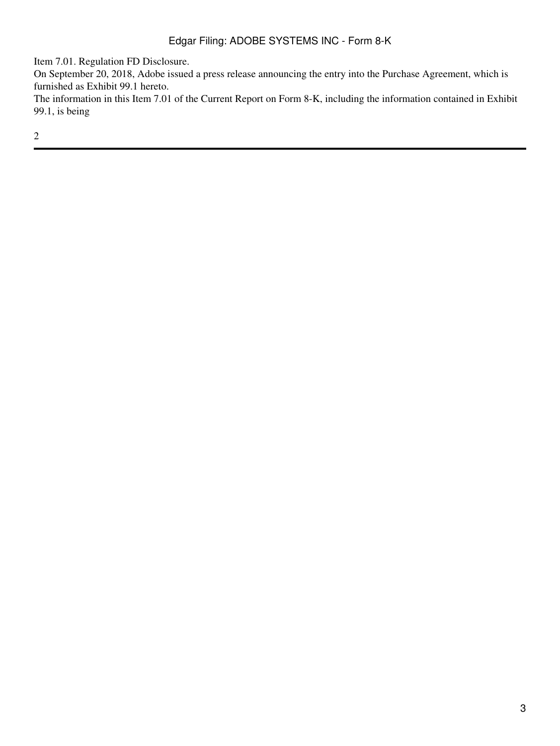Item 7.01. Regulation FD Disclosure.

On September 20, 2018, Adobe issued a press release announcing the entry into the Purchase Agreement, which is furnished as Exhibit 99.1 hereto.

The information in this Item 7.01 of the Current Report on Form 8-K, including the information contained in Exhibit 99.1, is being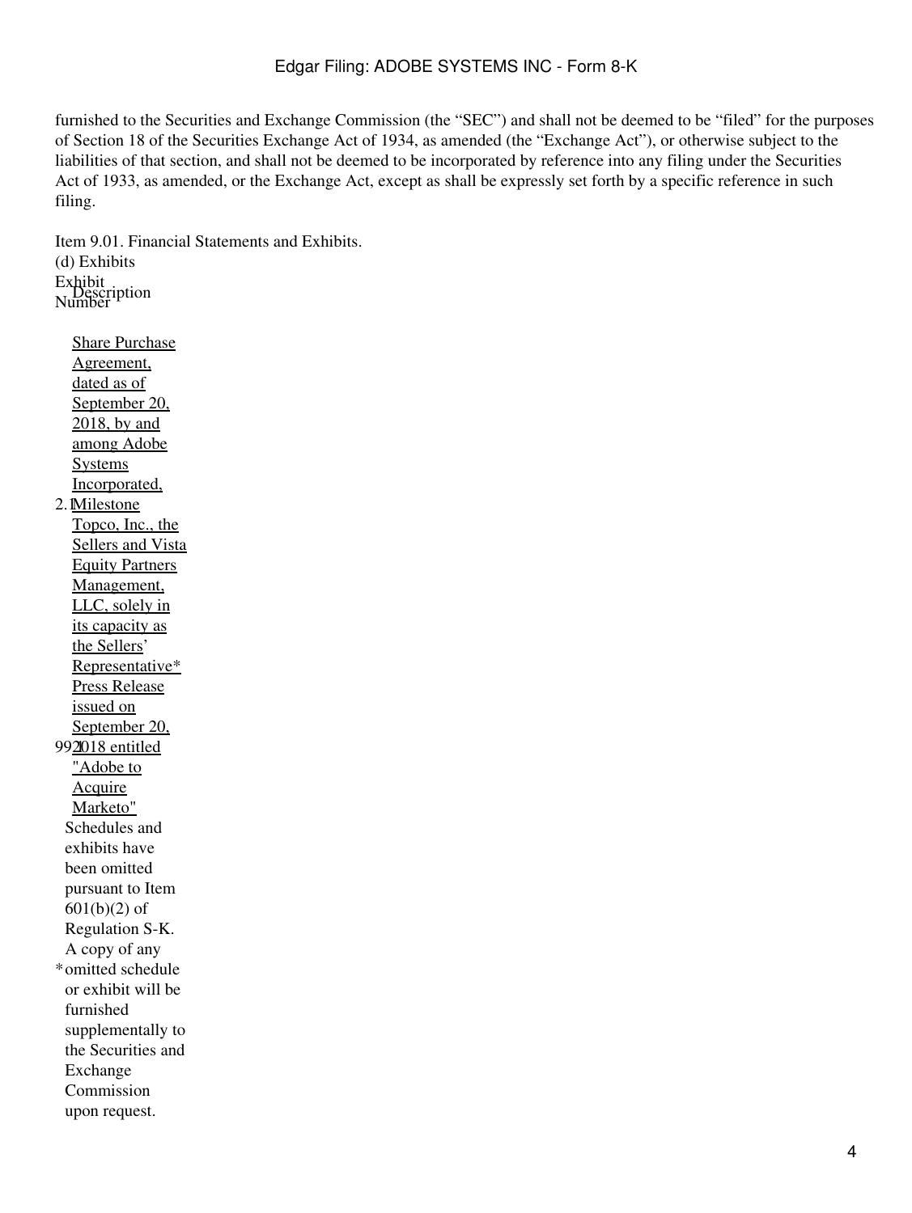furnished to the Securities and Exchange Commission (the "SEC") and shall not be deemed to be "filed" for the purposes of Section 18 of the Securities Exchange Act of 1934, as amended (the "Exchange Act"), or otherwise subject to the liabilities of that section, and shall not be deemed to be incorporated by reference into any filing under the Securities Act of 1933, as amended, or the Exchange Act, except as shall be expressly set forth by a specific reference in such filing.

Item 9.01. Financial Statements and Exhibits.

(d) Exhibits

| Exhibit Number | Description |
| --- | --- |
| 2.1 | Share Purchase Agreement, dated as of September 20, 2018, by and among Adobe Systems Incorporated, Milestone Topco, Inc., the Sellers and Vista Equity Partners Management, LLC, solely in its capacity as the Sellers' Representative* |
| 99.1 | Press Release issued on September 20, 2018 entitled "Adobe to Acquire Marketo" |

* Schedules and exhibits have been omitted pursuant to Item 601(b)(2) of Regulation S-K. A copy of any omitted schedule or exhibit will be furnished supplementally to the Securities and Exchange Commission upon request.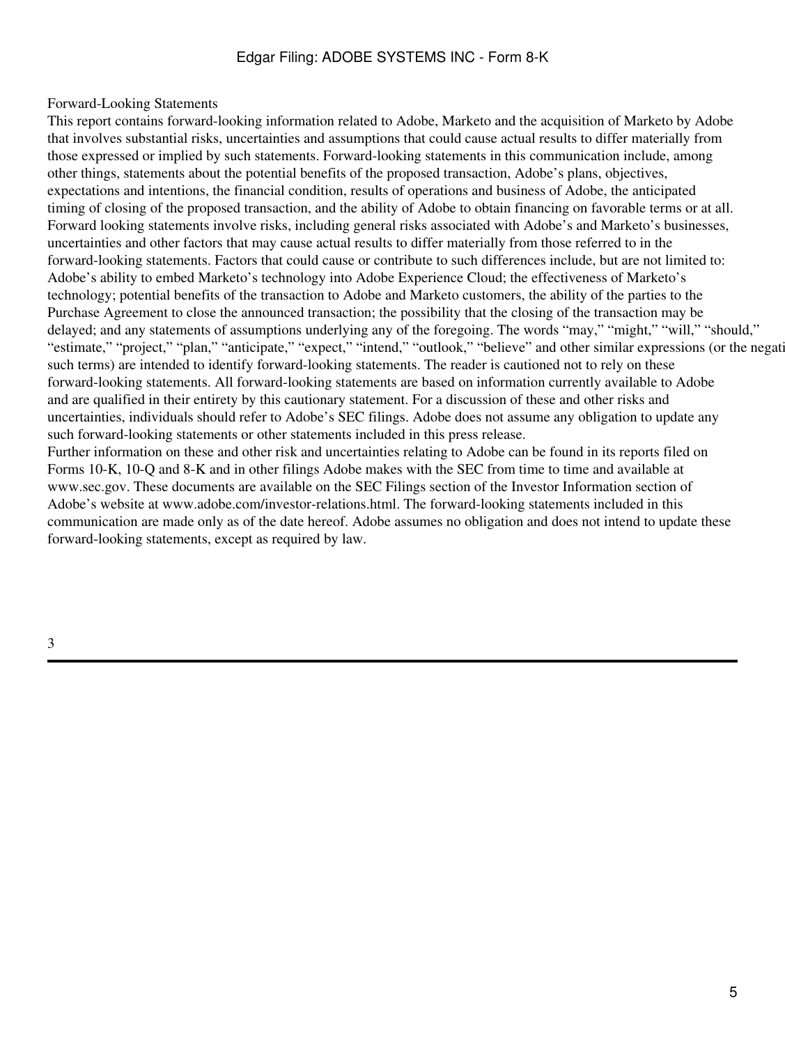Forward-Looking Statements

This report contains forward-looking information related to Adobe, Marketo and the acquisition of Marketo by Adobe that involves substantial risks, uncertainties and assumptions that could cause actual results to differ materially from those expressed or implied by such statements. Forward-looking statements in this communication include, among other things, statements about the potential benefits of the proposed transaction, Adobe's plans, objectives, expectations and intentions, the financial condition, results of operations and business of Adobe, the anticipated timing of closing of the proposed transaction, and the ability of Adobe to obtain financing on favorable terms or at all. Forward looking statements involve risks, including general risks associated with Adobe's and Marketo's businesses, uncertainties and other factors that may cause actual results to differ materially from those referred to in the forward-looking statements. Factors that could cause or contribute to such differences include, but are not limited to: Adobe's ability to embed Marketo's technology into Adobe Experience Cloud; the effectiveness of Marketo's technology; potential benefits of the transaction to Adobe and Marketo customers, the ability of the parties to the Purchase Agreement to close the announced transaction; the possibility that the closing of the transaction may be delayed; and any statements of assumptions underlying any of the foregoing. The words "may," "might," "will," "should," "estimate," "project," "plan," "anticipate," "expect," "intend," "outlook," "believe" and other similar expressions (or the negati such terms) are intended to identify forward-looking statements. The reader is cautioned not to rely on these forward-looking statements. All forward-looking statements are based on information currently available to Adobe and are qualified in their entirety by this cautionary statement. For a discussion of these and other risks and uncertainties, individuals should refer to Adobe's SEC filings. Adobe does not assume any obligation to update any such forward-looking statements or other statements included in this press release.

Further information on these and other risk and uncertainties relating to Adobe can be found in its reports filed on Forms 10-K, 10-Q and 8-K and in other filings Adobe makes with the SEC from time to time and available at www.sec.gov. These documents are available on the SEC Filings section of the Investor Information section of Adobe's website at www.adobe.com/investor-relations.html. The forward-looking statements included in this communication are made only as of the date hereof. Adobe assumes no obligation and does not intend to update these forward-looking statements, except as required by law.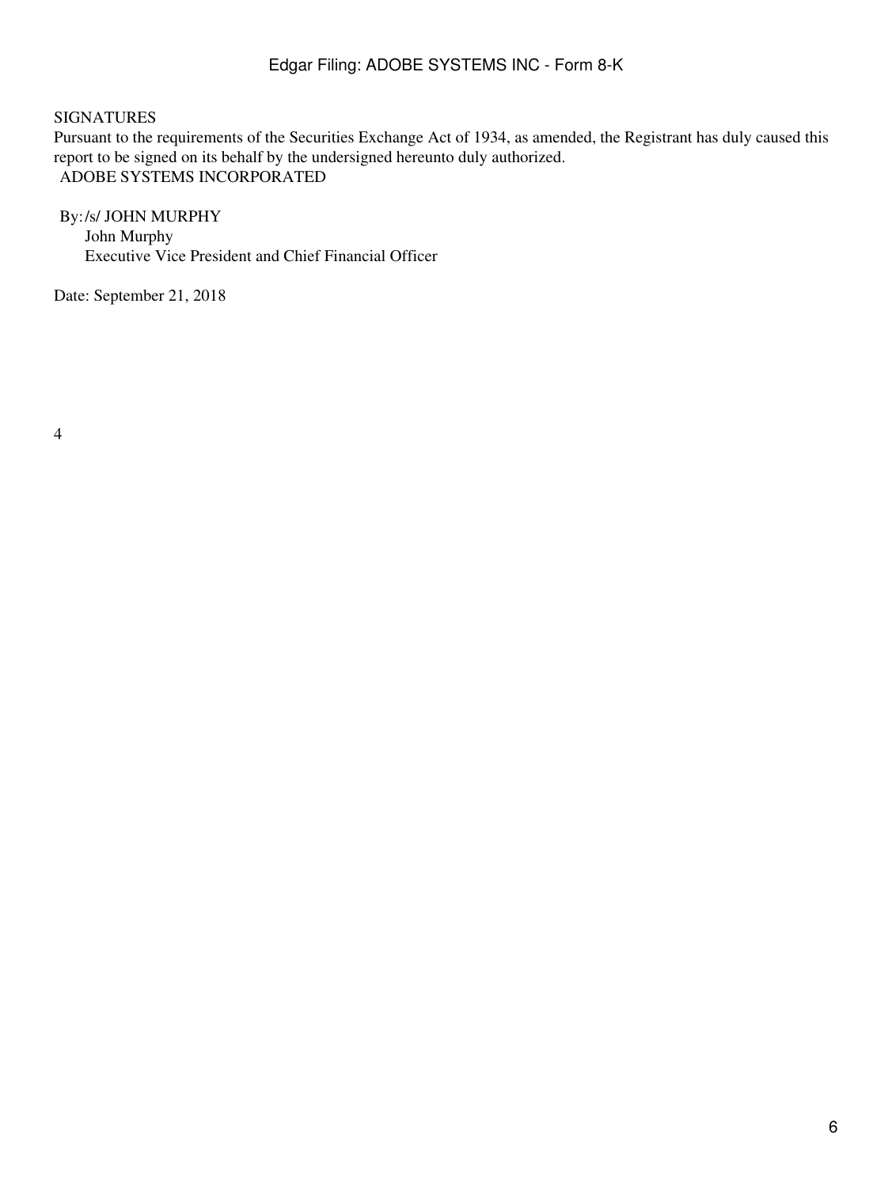SIGNATURES

Pursuant to the requirements of the Securities Exchange Act of 1934, as amended, the Registrant has duly caused this report to be signed on its behalf by the undersigned hereunto duly authorized.

ADOBE SYSTEMS INCORPORATED

By: /s/ JOHN MURPHY
John Murphy
Executive Vice President and Chief Financial Officer

Date: September 21, 2018